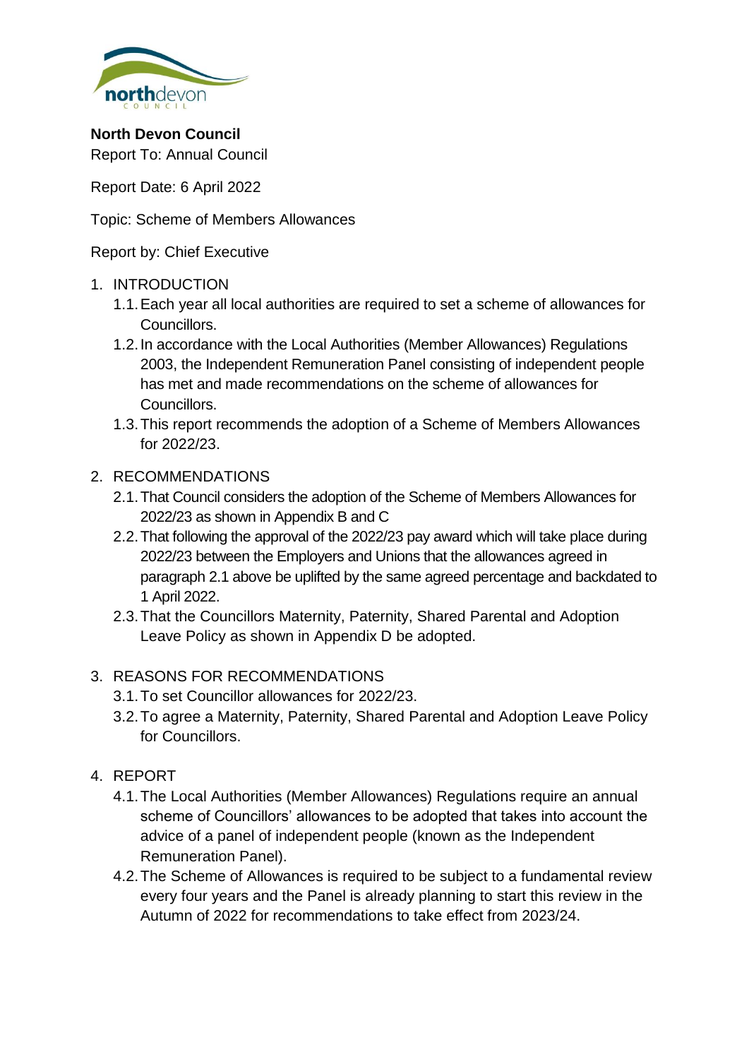**North Devon Council**
Report To: Annual Council

Report Date: 6 April 2022

Topic: Scheme of Members Allowances

Report by: Chief Executive

1. INTRODUCTION
   1.1. Each year all local authorities are required to set a scheme of allowances for Councillors.
   1.2. In accordance with the Local Authorities (Member Allowances) Regulations 2003, the Independent Remuneration Panel consisting of independent people has met and made recommendations on the scheme of allowances for Councillors.
   1.3. This report recommends the adoption of a Scheme of Members Allowances for 2022/23.

2. RECOMMENDATIONS
   2.1. That Council considers the adoption of the Scheme of Members Allowances for 2022/23 as shown in Appendix B and C
   2.2. That following the approval of the 2022/23 pay award which will take place during 2022/23 between the Employers and Unions that the allowances agreed in paragraph 2.1 above be uplifted by the same agreed percentage and backdated to 1 April 2022.
   2.3. That the Councillors Maternity, Paternity, Shared Parental and Adoption Leave Policy as shown in Appendix D be adopted.

3. REASONS FOR RECOMMENDATIONS
   3.1. To set Councillor allowances for 2022/23.
   3.2. To agree a Maternity, Paternity, Shared Parental and Adoption Leave Policy for Councillors.

4. REPORT
   4.1. The Local Authorities (Member Allowances) Regulations require an annual scheme of Councillors' allowances to be adopted that takes into account the advice of a panel of independent people (known as the Independent Remuneration Panel).
   4.2. The Scheme of Allowances is required to be subject to a fundamental review every four years and the Panel is already planning to start this review in the Autumn of 2022 for recommendations to take effect from 2023/24.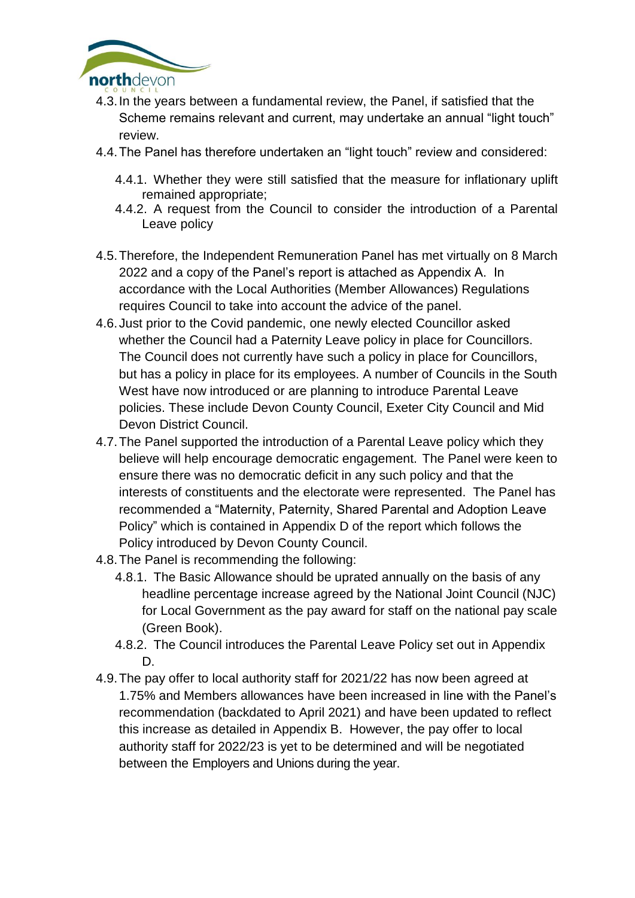4.3. In the years between a fundamental review, the Panel, if satisfied that the Scheme remains relevant and current, may undertake an annual “light touch” review.

4.4. The Panel has therefore undertaken an “light touch” review and considered:

   4.4.1. Whether they were still satisfied that the measure for inflationary uplift remained appropriate;

   4.4.2. A request from the Council to consider the introduction of a Parental Leave policy

4.5. Therefore, the Independent Remuneration Panel has met virtually on 8 March 2022 and a copy of the Panel’s report is attached as Appendix A. In accordance with the Local Authorities (Member Allowances) Regulations requires Council to take into account the advice of the panel.

4.6. Just prior to the Covid pandemic, one newly elected Councillor asked whether the Council had a Paternity Leave policy in place for Councillors. The Council does not currently have such a policy in place for Councillors, but has a policy in place for its employees. A number of Councils in the South West have now introduced or are planning to introduce Parental Leave policies. These include Devon County Council, Exeter City Council and Mid Devon District Council.

4.7. The Panel supported the introduction of a Parental Leave policy which they believe will help encourage democratic engagement. The Panel were keen to ensure there was no democratic deficit in any such policy and that the interests of constituents and the electorate were represented. The Panel has recommended a “Maternity, Paternity, Shared Parental and Adoption Leave Policy” which is contained in Appendix D of the report which follows the Policy introduced by Devon County Council.

4.8. The Panel is recommending the following:

   4.8.1. The Basic Allowance should be uprated annually on the basis of any headline percentage increase agreed by the National Joint Council (NJC) for Local Government as the pay award for staff on the national pay scale (Green Book).

   4.8.2. The Council introduces the Parental Leave Policy set out in Appendix D.

4.9. The pay offer to local authority staff for 2021/22 has now been agreed at 1.75% and Members allowances have been increased in line with the Panel’s recommendation (backdated to April 2021) and have been updated to reflect this increase as detailed in Appendix B. However, the pay offer to local authority staff for 2022/23 is yet to be determined and will be negotiated between the Employers and Unions during the year.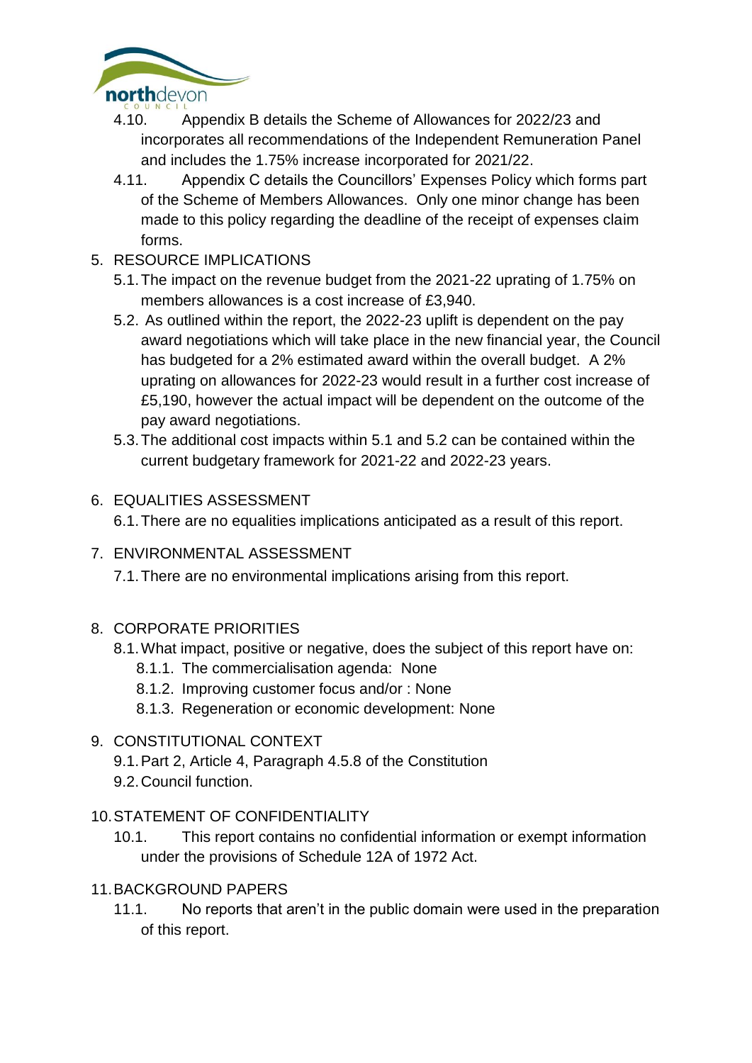4.10. Appendix B details the Scheme of Allowances for 2022/23 and incorporates all recommendations of the Independent Remuneration Panel and includes the 1.75% increase incorporated for 2021/22.

4.11. Appendix C details the Councillors' Expenses Policy which forms part of the Scheme of Members Allowances. Only one minor change has been made to this policy regarding the deadline of the receipt of expenses claim forms.

5. RESOURCE IMPLICATIONS

5.1. The impact on the revenue budget from the 2021-22 uprating of 1.75% on members allowances is a cost increase of £3,940.

5.2. As outlined within the report, the 2022-23 uplift is dependent on the pay award negotiations which will take place in the new financial year, the Council has budgeted for a 2% estimated award within the overall budget. A 2% uprating on allowances for 2022-23 would result in a further cost increase of £5,190, however the actual impact will be dependent on the outcome of the pay award negotiations.

5.3. The additional cost impacts within 5.1 and 5.2 can be contained within the current budgetary framework for 2021-22 and 2022-23 years.

6. EQUALITIES ASSESSMENT

6.1. There are no equalities implications anticipated as a result of this report.

7. ENVIRONMENTAL ASSESSMENT

7.1. There are no environmental implications arising from this report.

8. CORPORATE PRIORITIES

8.1. What impact, positive or negative, does the subject of this report have on:

8.1.1. The commercialisation agenda: None

8.1.2. Improving customer focus and/or : None

8.1.3. Regeneration or economic development: None

9. CONSTITUTIONAL CONTEXT

9.1. Part 2, Article 4, Paragraph 4.5.8 of the Constitution

9.2. Council function.

10. STATEMENT OF CONFIDENTIALITY

10.1. This report contains no confidential information or exempt information under the provisions of Schedule 12A of 1972 Act.

11. BACKGROUND PAPERS

11.1. No reports that aren't in the public domain were used in the preparation of this report.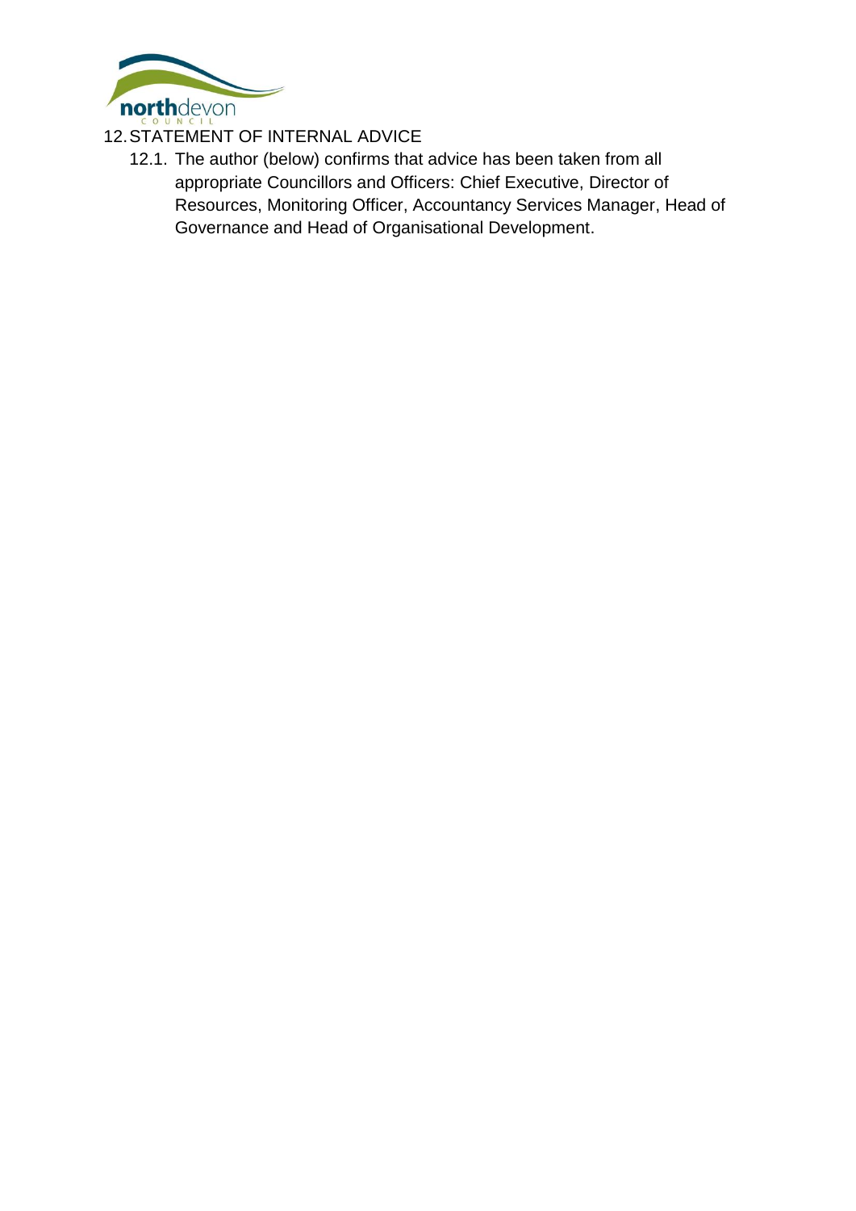## 12. STATEMENT OF INTERNAL ADVICE

12.1. The author (below) confirms that advice has been taken from all appropriate Councillors and Officers: Chief Executive, Director of Resources, Monitoring Officer, Accountancy Services Manager, Head of Governance and Head of Organisational Development.